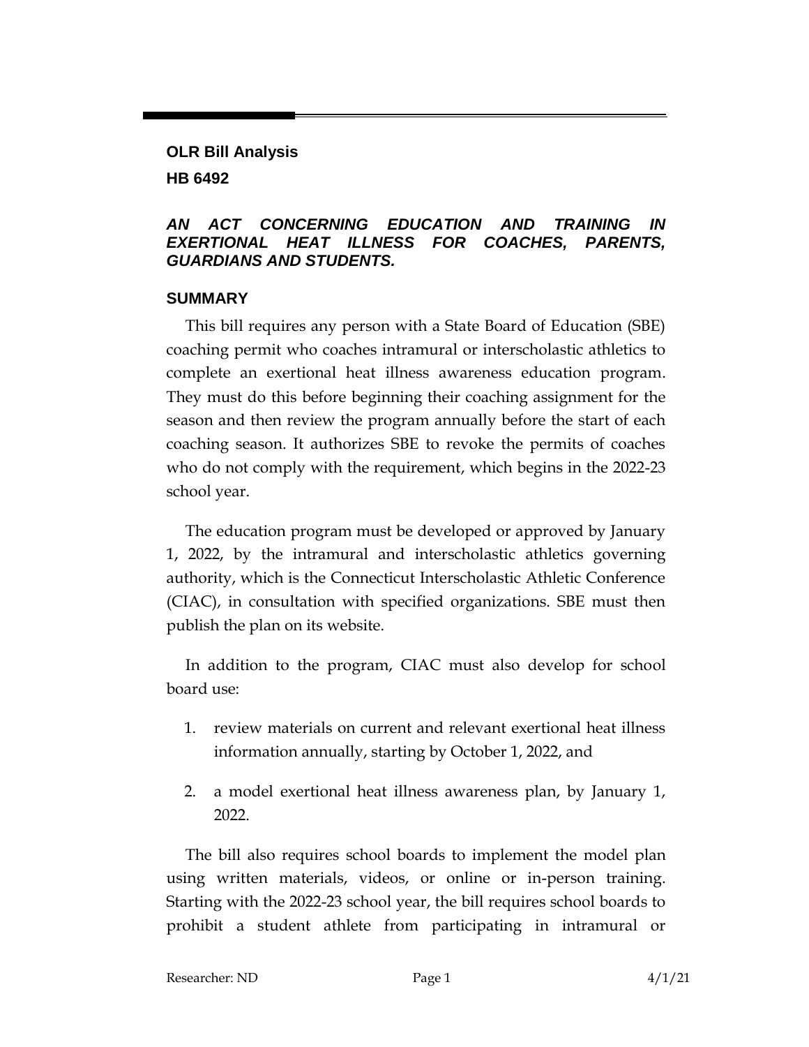**OLR Bill Analysis**

**HB 6492**

***AN ACT CONCERNING EDUCATION AND TRAINING IN EXERTIONAL HEAT ILLNESS FOR COACHES, PARENTS, GUARDIANS AND STUDENTS.***

## SUMMARY

This bill requires any person with a State Board of Education (SBE) coaching permit who coaches intramural or interscholastic athletics to complete an exertional heat illness awareness education program. They must do this before beginning their coaching assignment for the season and then review the program annually before the start of each coaching season. It authorizes SBE to revoke the permits of coaches who do not comply with the requirement, which begins in the 2022-23 school year.

The education program must be developed or approved by January 1, 2022, by the intramural and interscholastic athletics governing authority, which is the Connecticut Interscholastic Athletic Conference (CIAC), in consultation with specified organizations. SBE must then publish the plan on its website.

In addition to the program, CIAC must also develop for school board use:

1. review materials on current and relevant exertional heat illness information annually, starting by October 1, 2022, and
2. a model exertional heat illness awareness plan, by January 1, 2022.

The bill also requires school boards to implement the model plan using written materials, videos, or online or in-person training. Starting with the 2022-23 school year, the bill requires school boards to prohibit a student athlete from participating in intramural or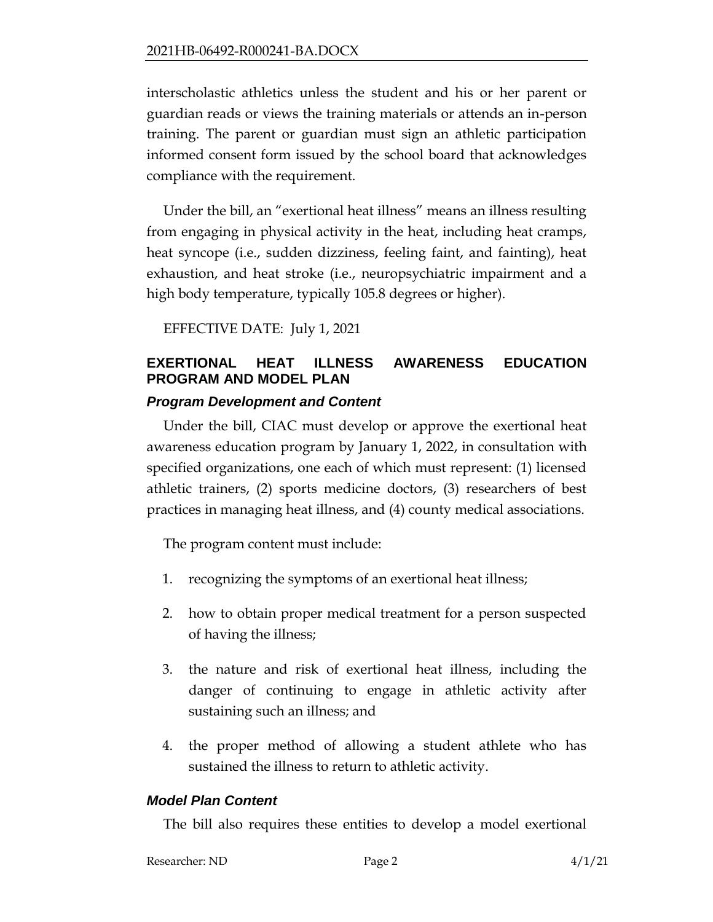interscholastic athletics unless the student and his or her parent or guardian reads or views the training materials or attends an in-person training. The parent or guardian must sign an athletic participation informed consent form issued by the school board that acknowledges compliance with the requirement.

Under the bill, an "exertional heat illness" means an illness resulting from engaging in physical activity in the heat, including heat cramps, heat syncope (i.e., sudden dizziness, feeling faint, and fainting), heat exhaustion, and heat stroke (i.e., neuropsychiatric impairment and a high body temperature, typically 105.8 degrees or higher).

EFFECTIVE DATE: July 1, 2021

## EXERTIONAL HEAT ILLNESS AWARENESS EDUCATION PROGRAM AND MODEL PLAN

### *Program Development and Content*

Under the bill, CIAC must develop or approve the exertional heat awareness education program by January 1, 2022, in consultation with specified organizations, one each of which must represent: (1) licensed athletic trainers, (2) sports medicine doctors, (3) researchers of best practices in managing heat illness, and (4) county medical associations.

The program content must include:

1. recognizing the symptoms of an exertional heat illness;
2. how to obtain proper medical treatment for a person suspected of having the illness;
3. the nature and risk of exertional heat illness, including the danger of continuing to engage in athletic activity after sustaining such an illness; and
4. the proper method of allowing a student athlete who has sustained the illness to return to athletic activity.

### *Model Plan Content*

The bill also requires these entities to develop a model exertional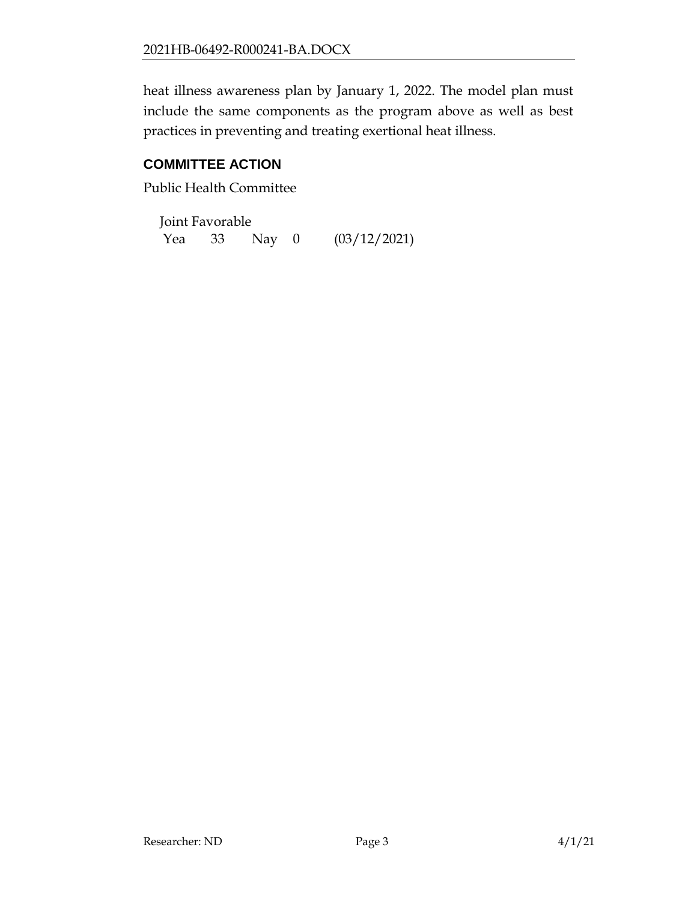heat illness awareness plan by January 1, 2022. The model plan must include the same components as the program above as well as best practices in preventing and treating exertional heat illness.

## COMMITTEE ACTION

Public Health Committee

Joint Favorable
Yea 33 Nay 0 (03/12/2021)